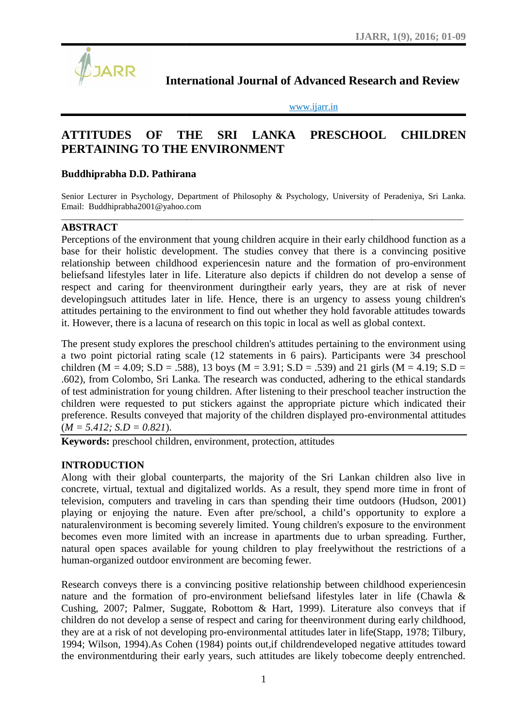# International Journal of Advanced Research and Review

www.ijarr.in

## ATTITUDES OF THE SRI LANKA PRESCHOOL CHILDREN PERTAINING TO THE ENVIRONMENT

**Buddhiprabha D.D. Pathirana**

Senior Lecturer in Psychology, Department of Philosophy & Psychology, University of Peradeniya, Sri Lanka. Email: Buddhiprabha2001@yahoo.com

### ABSTRACT

Perceptions of the environment that young children acquire in their early childhood function as a base for their holistic development. The studies convey that there is a convincing positive relationship between childhood experiencesin nature and the formation of pro-environment beliefsand lifestyles later in life. Literature also depicts if children do not develop a sense of respect and caring for theenvironment duringtheir early years, they are at risk of never developingsuch attitudes later in life. Hence, there is an urgency to assess young children's attitudes pertaining to the environment to find out whether they hold favorable attitudes towards it. However, there is a lacuna of research on this topic in local as well as global context.

The present study explores the preschool children's attitudes pertaining to the environment using a two point pictorial rating scale (12 statements in 6 pairs). Participants were 34 preschool children (M = 4.09; S.D = .588), 13 boys (M = 3.91; S.D = .539) and 21 girls (M = 4.19; S.D = .602), from Colombo, Sri Lanka. The research was conducted, adhering to the ethical standards of test administration for young children. After listening to their preschool teacher instruction the children were requested to put stickers against the appropriate picture which indicated their preference. Results conveyed that majority of the children displayed pro-environmental attitudes (*M = 5.412; S.D = 0.821*).

**Keywords:** preschool children, environment, protection, attitudes

### INTRODUCTION

Along with their global counterparts, the majority of the Sri Lankan children also live in concrete, virtual, textual and digitalized worlds. As a result, they spend more time in front of television, computers and traveling in cars than spending their time outdoors (Hudson, 2001) playing or enjoying the nature. Even after pre/school, a child's opportunity to explore a naturalenvironment is becoming severely limited. Young children's exposure to the environment becomes even more limited with an increase in apartments due to urban spreading. Further, natural open spaces available for young children to play freelywithout the restrictions of a human-organized outdoor environment are becoming fewer.

Research conveys there is a convincing positive relationship between childhood experiencesin nature and the formation of pro-environment beliefsand lifestyles later in life (Chawla & Cushing, 2007; Palmer, Suggate, Robottom & Hart, 1999). Literature also conveys that if children do not develop a sense of respect and caring for theenvironment during early childhood, they are at a risk of not developing pro-environmental attitudes later in life(Stapp, 1978; Tilbury, 1994; Wilson, 1994).As Cohen (1984) points out,if childrendeveloped negative attitudes toward the environmentduring their early years, such attitudes are likely tobecome deeply entrenched.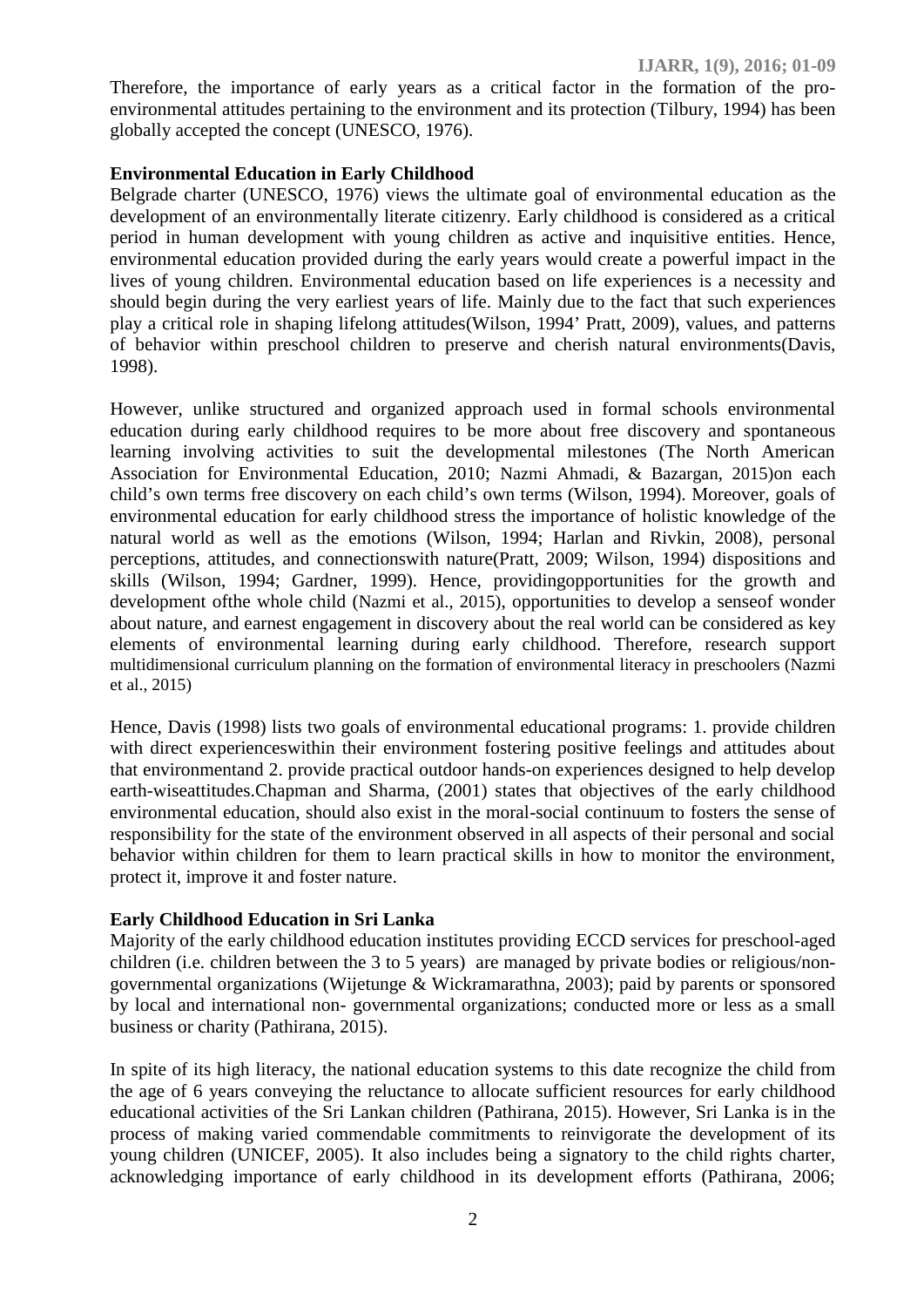Therefore, the importance of early years as a critical factor in the formation of the pro-environmental attitudes pertaining to the environment and its protection (Tilbury, 1994) has been globally accepted the concept (UNESCO, 1976).

**Environmental Education in Early Childhood**

Belgrade charter (UNESCO, 1976) views the ultimate goal of environmental education as the development of an environmentally literate citizenry. Early childhood is considered as a critical period in human development with young children as active and inquisitive entities. Hence, environmental education provided during the early years would create a powerful impact in the lives of young children. Environmental education based on life experiences is a necessity and should begin during the very earliest years of life. Mainly due to the fact that such experiences play a critical role in shaping lifelong attitudes(Wilson, 1994' Pratt, 2009), values, and patterns of behavior within preschool children to preserve and cherish natural environments(Davis, 1998).

However, unlike structured and organized approach used in formal schools environmental education during early childhood requires to be more about free discovery and spontaneous learning involving activities to suit the developmental milestones (The North American Association for Environmental Education, 2010; Nazmi Ahmadi, & Bazargan, 2015)on each child's own terms free discovery on each child's own terms (Wilson, 1994). Moreover, goals of environmental education for early childhood stress the importance of holistic knowledge of the natural world as well as the emotions (Wilson, 1994; Harlan and Rivkin, 2008), personal perceptions, attitudes, and connectionswith nature(Pratt, 2009; Wilson, 1994) dispositions and skills (Wilson, 1994; Gardner, 1999). Hence, providingopportunities for the growth and development ofthe whole child (Nazmi et al., 2015), opportunities to develop a senseof wonder about nature, and earnest engagement in discovery about the real world can be considered as key elements of environmental learning during early childhood. Therefore, research support multidimensional curriculum planning on the formation of environmental literacy in preschoolers (Nazmi et al., 2015)

Hence, Davis (1998) lists two goals of environmental educational programs: 1. provide children with direct experienceswithin their environment fostering positive feelings and attitudes about that environmentand 2. provide practical outdoor hands-on experiences designed to help develop earth-wiseattitudes.Chapman and Sharma, (2001) states that objectives of the early childhood environmental education, should also exist in the moral-social continuum to fosters the sense of responsibility for the state of the environment observed in all aspects of their personal and social behavior within children for them to learn practical skills in how to monitor the environment, protect it, improve it and foster nature.

**Early Childhood Education in Sri Lanka**

Majority of the early childhood education institutes providing ECCD services for preschool-aged children (i.e. children between the 3 to 5 years) are managed by private bodies or religious/non-governmental organizations (Wijetunge & Wickramarathna, 2003); paid by parents or sponsored by local and international non- governmental organizations; conducted more or less as a small business or charity (Pathirana, 2015).

In spite of its high literacy, the national education systems to this date recognize the child from the age of 6 years conveying the reluctance to allocate sufficient resources for early childhood educational activities of the Sri Lankan children (Pathirana, 2015). However, Sri Lanka is in the process of making varied commendable commitments to reinvigorate the development of its young children (UNICEF, 2005). It also includes being a signatory to the child rights charter, acknowledging importance of early childhood in its development efforts (Pathirana, 2006;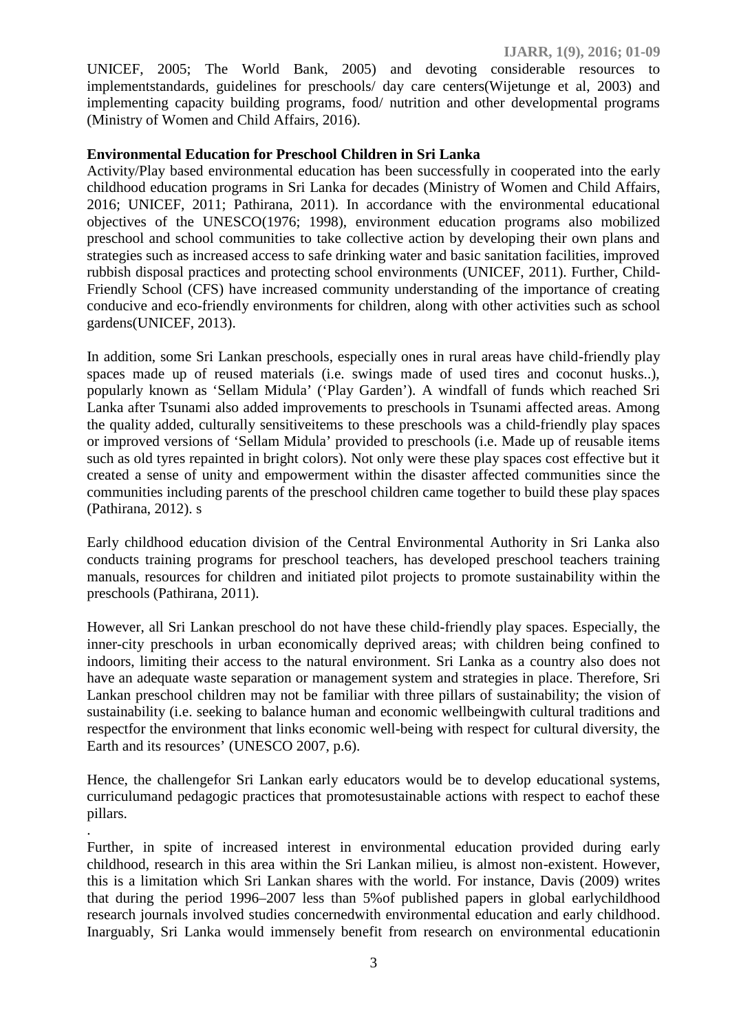UNICEF, 2005; The World Bank, 2005) and devoting considerable resources to implementstandards, guidelines for preschools/ day care centers(Wijetunge et al, 2003) and implementing capacity building programs, food/ nutrition and other developmental programs (Ministry of Women and Child Affairs, 2016).

**Environmental Education for Preschool Children in Sri Lanka**

Activity/Play based environmental education has been successfully in cooperated into the early childhood education programs in Sri Lanka for decades (Ministry of Women and Child Affairs, 2016; UNICEF, 2011; Pathirana, 2011). In accordance with the environmental educational objectives of the UNESCO(1976; 1998), environment education programs also mobilized preschool and school communities to take collective action by developing their own plans and strategies such as increased access to safe drinking water and basic sanitation facilities, improved rubbish disposal practices and protecting school environments (UNICEF, 2011). Further, Child-Friendly School (CFS) have increased community understanding of the importance of creating conducive and eco-friendly environments for children, along with other activities such as school gardens(UNICEF, 2013).

In addition, some Sri Lankan preschools, especially ones in rural areas have child-friendly play spaces made up of reused materials (i.e. swings made of used tires and coconut husks..), popularly known as 'Sellam Midula' ('Play Garden'). A windfall of funds which reached Sri Lanka after Tsunami also added improvements to preschools in Tsunami affected areas. Among the quality added, culturally sensitiveitems to these preschools was a child-friendly play spaces or improved versions of 'Sellam Midula' provided to preschools (i.e. Made up of reusable items such as old tyres repainted in bright colors). Not only were these play spaces cost effective but it created a sense of unity and empowerment within the disaster affected communities since the communities including parents of the preschool children came together to build these play spaces (Pathirana, 2012). s

Early childhood education division of the Central Environmental Authority in Sri Lanka also conducts training programs for preschool teachers, has developed preschool teachers training manuals, resources for children and initiated pilot projects to promote sustainability within the preschools (Pathirana, 2011).

However, all Sri Lankan preschool do not have these child-friendly play spaces. Especially, the inner-city preschools in urban economically deprived areas; with children being confined to indoors, limiting their access to the natural environment. Sri Lanka as a country also does not have an adequate waste separation or management system and strategies in place. Therefore, Sri Lankan preschool children may not be familiar with three pillars of sustainability; the vision of sustainability (i.e. seeking to balance human and economic wellbeingwith cultural traditions and respectfor the environment that links economic well-being with respect for cultural diversity, the Earth and its resources' (UNESCO 2007, p.6).

Hence, the challengefor Sri Lankan early educators would be to develop educational systems, curriculumand pedagogic practices that promotesustainable actions with respect to eachof these pillars.

.

Further, in spite of increased interest in environmental education provided during early childhood, research in this area within the Sri Lankan milieu, is almost non-existent. However, this is a limitation which Sri Lankan shares with the world. For instance, Davis (2009) writes that during the period 1996–2007 less than 5%of published papers in global earlychildhood research journals involved studies concernedwith environmental education and early childhood. Inarguably, Sri Lanka would immensely benefit from research on environmental educationin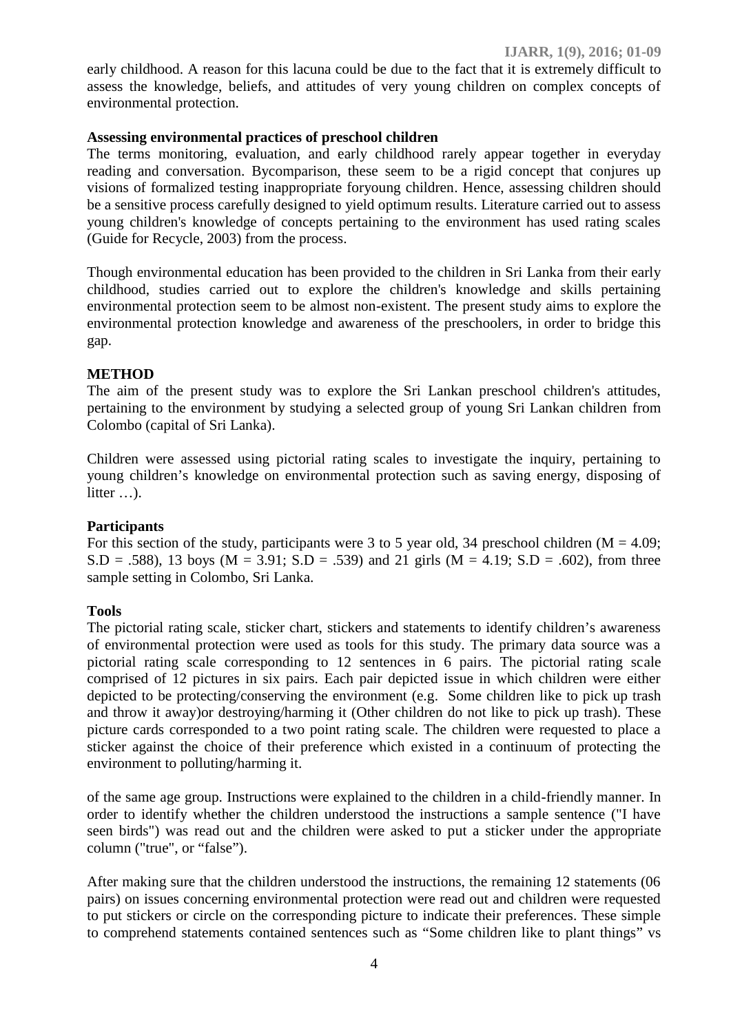early childhood. A reason for this lacuna could be due to the fact that it is extremely difficult to assess the knowledge, beliefs, and attitudes of very young children on complex concepts of environmental protection.

**Assessing environmental practices of preschool children**

The terms monitoring, evaluation, and early childhood rarely appear together in everyday reading and conversation. Bycomparison, these seem to be a rigid concept that conjures up visions of formalized testing inappropriate foryoung children. Hence, assessing children should be a sensitive process carefully designed to yield optimum results. Literature carried out to assess young children's knowledge of concepts pertaining to the environment has used rating scales (Guide for Recycle, 2003) from the process.

Though environmental education has been provided to the children in Sri Lanka from their early childhood, studies carried out to explore the children's knowledge and skills pertaining environmental protection seem to be almost non-existent. The present study aims to explore the environmental protection knowledge and awareness of the preschoolers, in order to bridge this gap.

## METHOD

The aim of the present study was to explore the Sri Lankan preschool children's attitudes, pertaining to the environment by studying a selected group of young Sri Lankan children from Colombo (capital of Sri Lanka).

Children were assessed using pictorial rating scales to investigate the inquiry, pertaining to young children's knowledge on environmental protection such as saving energy, disposing of litter …).

**Participants**

For this section of the study, participants were 3 to 5 year old, 34 preschool children ($M = 4.09$; $S.D = .588$), 13 boys ($M = 3.91$; $S.D = .539$) and 21 girls ($M = 4.19$; $S.D = .602$), from three sample setting in Colombo, Sri Lanka.

**Tools**

The pictorial rating scale, sticker chart, stickers and statements to identify children's awareness of environmental protection were used as tools for this study. The primary data source was a pictorial rating scale corresponding to 12 sentences in 6 pairs. The pictorial rating scale comprised of 12 pictures in six pairs. Each pair depicted issue in which children were either depicted to be protecting/conserving the environment (e.g. Some children like to pick up trash and throw it away)or destroying/harming it (Other children do not like to pick up trash). These picture cards corresponded to a two point rating scale. The children were requested to place a sticker against the choice of their preference which existed in a continuum of protecting the environment to polluting/harming it.

of the same age group. Instructions were explained to the children in a child-friendly manner. In order to identify whether the children understood the instructions a sample sentence ("I have seen birds") was read out and the children were asked to put a sticker under the appropriate column ("true", or "false").

After making sure that the children understood the instructions, the remaining 12 statements (06 pairs) on issues concerning environmental protection were read out and children were requested to put stickers or circle on the corresponding picture to indicate their preferences. These simple to comprehend statements contained sentences such as "Some children like to plant things" vs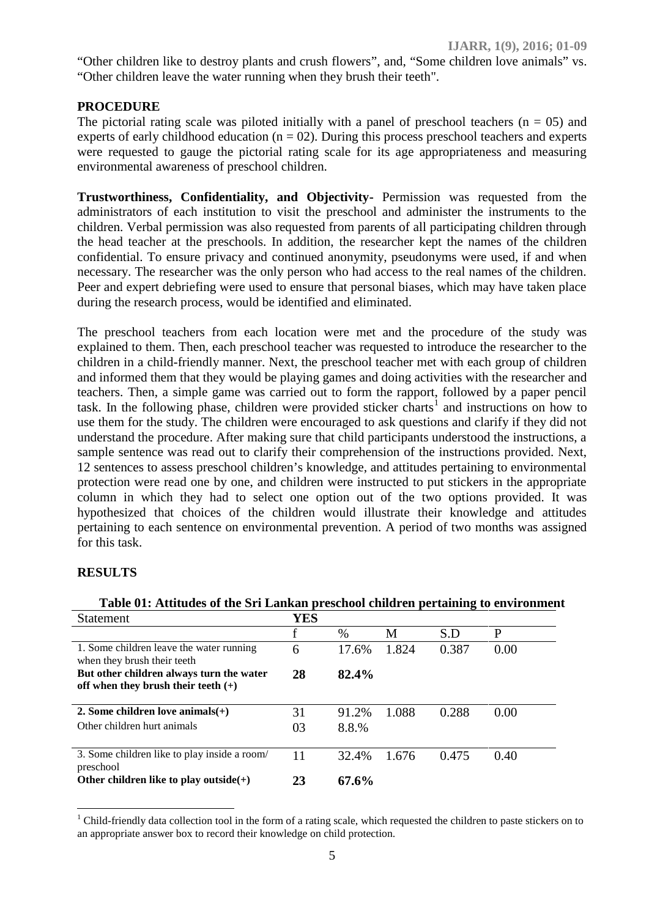"Other children like to destroy plants and crush flowers", and, "Some children love animals" vs. "Other children leave the water running when they brush their teeth".

## PROCEDURE

The pictorial rating scale was piloted initially with a panel of preschool teachers (n = 05) and experts of early childhood education (n = 02). During this process preschool teachers and experts were requested to gauge the pictorial rating scale for its age appropriateness and measuring environmental awareness of preschool children.

**Trustworthiness, Confidentiality, and Objectivity-** Permission was requested from the administrators of each institution to visit the preschool and administer the instruments to the children. Verbal permission was also requested from parents of all participating children through the head teacher at the preschools. In addition, the researcher kept the names of the children confidential. To ensure privacy and continued anonymity, pseudonyms were used, if and when necessary. The researcher was the only person who had access to the real names of the children. Peer and expert debriefing were used to ensure that personal biases, which may have taken place during the research process, would be identified and eliminated.

The preschool teachers from each location were met and the procedure of the study was explained to them. Then, each preschool teacher was requested to introduce the researcher to the children in a child-friendly manner. Next, the preschool teacher met with each group of children and informed them that they would be playing games and doing activities with the researcher and teachers. Then, a simple game was carried out to form the rapport, followed by a paper pencil task. In the following phase, children were provided sticker charts[1] and instructions on how to use them for the study. The children were encouraged to ask questions and clarify if they did not understand the procedure. After making sure that child participants understood the instructions, a sample sentence was read out to clarify their comprehension of the instructions provided. Next, 12 sentences to assess preschool children's knowledge, and attitudes pertaining to environmental protection were read one by one, and children were instructed to put stickers in the appropriate column in which they had to select one option out of the two options provided. It was hypothesized that choices of the children would illustrate their knowledge and attitudes pertaining to each sentence on environmental prevention. A period of two months was assigned for this task.

## RESULTS

**Table 01: Attitudes of the Sri Lankan preschool children pertaining to environment**

| Statement | **YES** | | | | |
|---|---|---|---|---|---|
| | f | % | M | S.D | P |
| 1. Some children leave the water running when they brush their teeth | 6 | 17.6% | 1.824 | 0.387 | 0.00 |
| **But other children always turn the water off when they brush their teeth (+)** | **28** | **82.4%** | | | |
| **2. Some children love animals(+)** | 31 | 91.2% | 1.088 | 0.288 | 0.00 |
| Other children hurt animals | 03 | 8.8.% | | | |
| 3. Some children like to play inside a room/ preschool | 11 | 32.4% | 1.676 | 0.475 | 0.40 |
| **Other children like to play outside(+)** | **23** | **67.6%** | | | |

[1] Child-friendly data collection tool in the form of a rating scale, which requested the children to paste stickers on to an appropriate answer box to record their knowledge on child protection.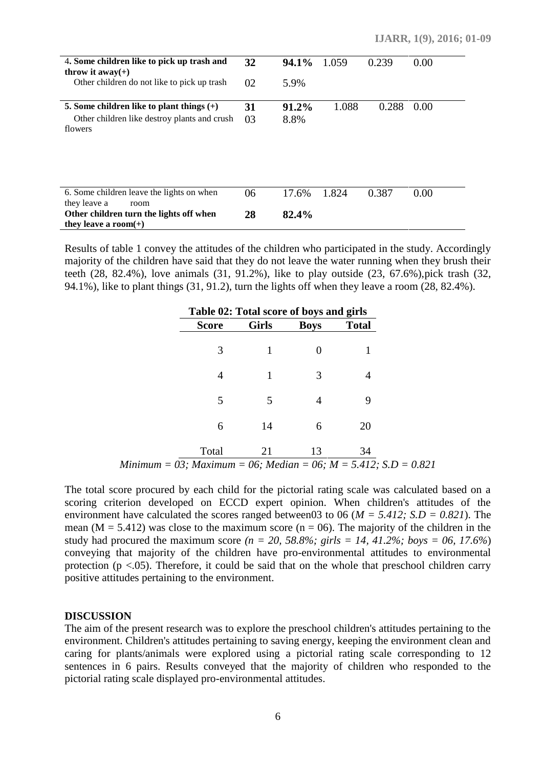| | | | | | |
|---|---|---|---|---|---|
| **4. Some children like to pick up trash and throw it away(+)** | **32** | **94.1%** | 1.059 | 0.239 | 0.00 |
| Other children do not like to pick up trash | 02 | 5.9% | | | |
| **5. Some children like to plant things (+)** | **31** | **91.2%** | 1.088 | 0.288 | 0.00 |
| Other children like destroy plants and crush flowers | 03 | 8.8% | | | |
| 6. Some children leave the lights on when they leave a room | 06 | 17.6% | 1.824 | 0.387 | 0.00 |
| **Other children turn the lights off when they leave a room(+)** | **28** | **82.4%** | | | |

Results of table 1 convey the attitudes of the children who participated in the study. Accordingly majority of the children have said that they do not leave the water running when they brush their teeth (28, 82.4%), love animals (31, 91.2%), like to play outside (23, 67.6%),pick trash (32, 94.1%), like to plant things (31, 91.2), turn the lights off when they leave a room (28, 82.4%).

**Table 02: Total score of boys and girls**

| Score | Girls | Boys | Total |
|---|---|---|---|
| 3 | 1 | 0 | 1 |
| 4 | 1 | 3 | 4 |
| 5 | 5 | 4 | 9 |
| 6 | 14 | 6 | 20 |
| Total | 21 | 13 | 34 |

*Minimum = 03; Maximum = 06; Median = 06; M = 5.412; S.D = 0.821*

The total score procured by each child for the pictorial rating scale was calculated based on a scoring criterion developed on ECCD expert opinion. When children's attitudes of the environment have calculated the scores ranged between03 to 06 (*M = 5.412; S.D = 0.821*). The mean (M = 5.412) was close to the maximum score (n = 06). The majority of the children in the study had procured the maximum score *(n = 20, 58.8%; girls = 14, 41.2%; boys = 06, 17.6%*) conveying that majority of the children have pro-environmental attitudes to environmental protection ($p < .05$). Therefore, it could be said that on the whole that preschool children carry positive attitudes pertaining to the environment.

## DISCUSSION

The aim of the present research was to explore the preschool children's attitudes pertaining to the environment. Children's attitudes pertaining to saving energy, keeping the environment clean and caring for plants/animals were explored using a pictorial rating scale corresponding to 12 sentences in 6 pairs. Results conveyed that the majority of children who responded to the pictorial rating scale displayed pro-environmental attitudes.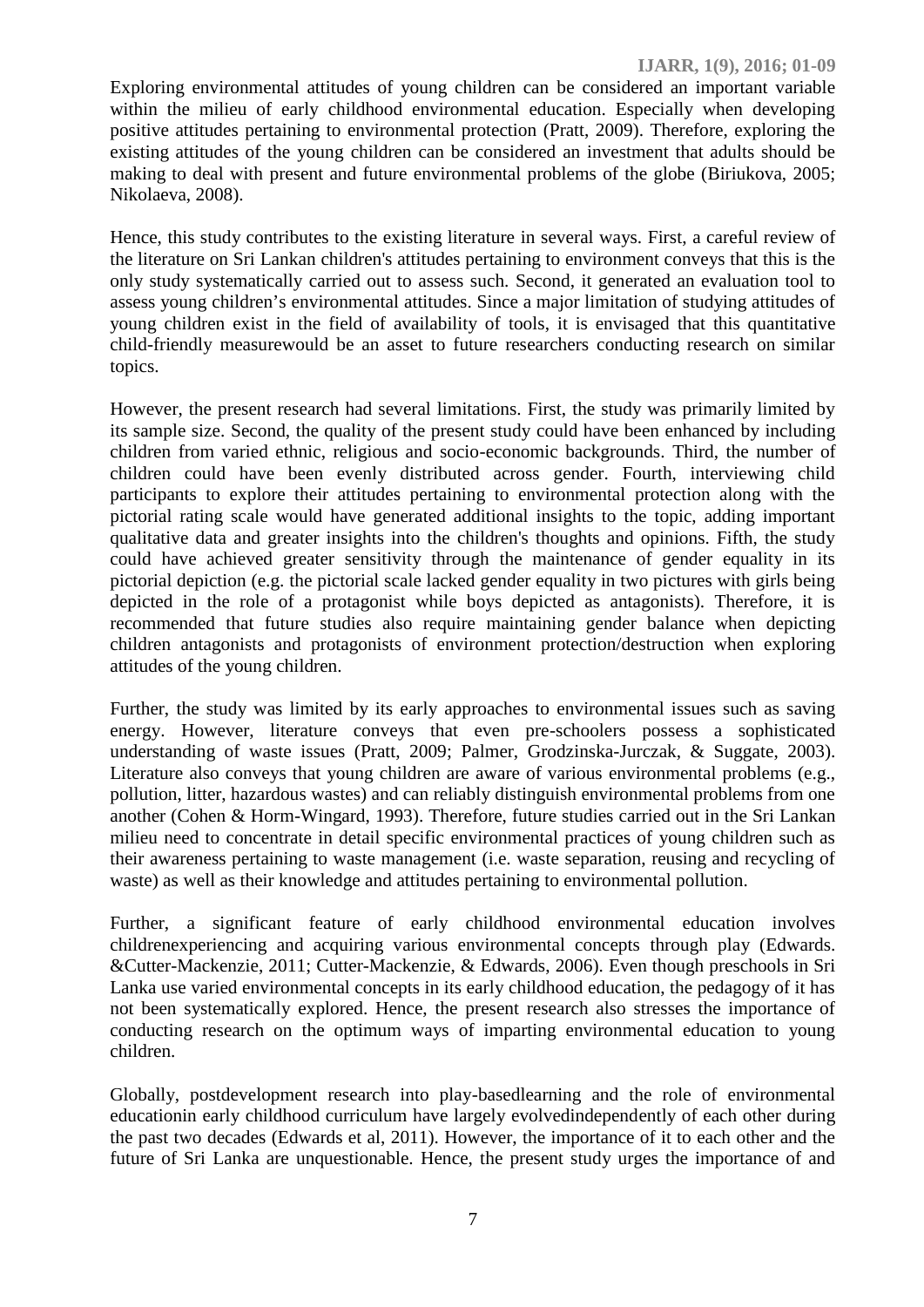Exploring environmental attitudes of young children can be considered an important variable within the milieu of early childhood environmental education. Especially when developing positive attitudes pertaining to environmental protection (Pratt, 2009). Therefore, exploring the existing attitudes of the young children can be considered an investment that adults should be making to deal with present and future environmental problems of the globe (Biriukova, 2005; Nikolaeva, 2008).

Hence, this study contributes to the existing literature in several ways. First, a careful review of the literature on Sri Lankan children's attitudes pertaining to environment conveys that this is the only study systematically carried out to assess such. Second, it generated an evaluation tool to assess young children's environmental attitudes. Since a major limitation of studying attitudes of young children exist in the field of availability of tools, it is envisaged that this quantitative child-friendly measurewould be an asset to future researchers conducting research on similar topics.

However, the present research had several limitations. First, the study was primarily limited by its sample size. Second, the quality of the present study could have been enhanced by including children from varied ethnic, religious and socio-economic backgrounds. Third, the number of children could have been evenly distributed across gender. Fourth, interviewing child participants to explore their attitudes pertaining to environmental protection along with the pictorial rating scale would have generated additional insights to the topic, adding important qualitative data and greater insights into the children's thoughts and opinions. Fifth, the study could have achieved greater sensitivity through the maintenance of gender equality in its pictorial depiction (e.g. the pictorial scale lacked gender equality in two pictures with girls being depicted in the role of a protagonist while boys depicted as antagonists). Therefore, it is recommended that future studies also require maintaining gender balance when depicting children antagonists and protagonists of environment protection/destruction when exploring attitudes of the young children.

Further, the study was limited by its early approaches to environmental issues such as saving energy. However, literature conveys that even pre-schoolers possess a sophisticated understanding of waste issues (Pratt, 2009; Palmer, Grodzinska-Jurczak, & Suggate, 2003). Literature also conveys that young children are aware of various environmental problems (e.g., pollution, litter, hazardous wastes) and can reliably distinguish environmental problems from one another (Cohen & Horm-Wingard, 1993). Therefore, future studies carried out in the Sri Lankan milieu need to concentrate in detail specific environmental practices of young children such as their awareness pertaining to waste management (i.e. waste separation, reusing and recycling of waste) as well as their knowledge and attitudes pertaining to environmental pollution.

Further, a significant feature of early childhood environmental education involves childrenexperiencing and acquiring various environmental concepts through play (Edwards. &Cutter-Mackenzie, 2011; Cutter-Mackenzie, & Edwards, 2006). Even though preschools in Sri Lanka use varied environmental concepts in its early childhood education, the pedagogy of it has not been systematically explored. Hence, the present research also stresses the importance of conducting research on the optimum ways of imparting environmental education to young children.

Globally, postdevelopment research into play-basedlearning and the role of environmental educationin early childhood curriculum have largely evolvedindependently of each other during the past two decades (Edwards et al, 2011). However, the importance of it to each other and the future of Sri Lanka are unquestionable. Hence, the present study urges the importance of and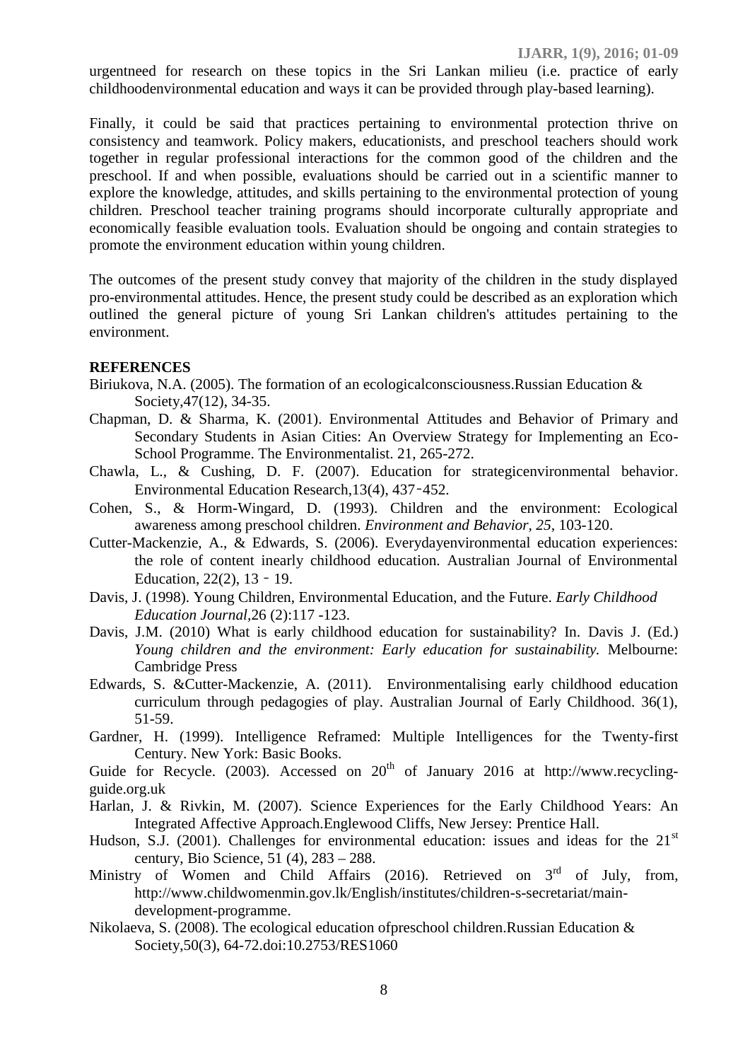urgentneed for research on these topics in the Sri Lankan milieu (i.e. practice of early childhoodenvironmental education and ways it can be provided through play-based learning).

Finally, it could be said that practices pertaining to environmental protection thrive on consistency and teamwork. Policy makers, educationists, and preschool teachers should work together in regular professional interactions for the common good of the children and the preschool. If and when possible, evaluations should be carried out in a scientific manner to explore the knowledge, attitudes, and skills pertaining to the environmental protection of young children. Preschool teacher training programs should incorporate culturally appropriate and economically feasible evaluation tools. Evaluation should be ongoing and contain strategies to promote the environment education within young children.

The outcomes of the present study convey that majority of the children in the study displayed pro-environmental attitudes. Hence, the present study could be described as an exploration which outlined the general picture of young Sri Lankan children's attitudes pertaining to the environment.

**REFERENCES**

Biriukova, N.A. (2005). The formation of an ecologicalconsciousness.Russian Education & Society,47(12), 34-35.

Chapman, D. & Sharma, K. (2001). Environmental Attitudes and Behavior of Primary and Secondary Students in Asian Cities: An Overview Strategy for Implementing an Eco-School Programme. The Environmentalist. 21, 265-272.

Chawla, L., & Cushing, D. F. (2007). Education for strategicenvironmental behavior. Environmental Education Research,13(4), 437‑452.

Cohen, S., & Horm-Wingard, D. (1993). Children and the environment: Ecological awareness among preschool children. *Environment and Behavior, 25,* 103-120.

Cutter-Mackenzie, A., & Edwards, S. (2006). Everydayenvironmental education experiences: the role of content inearly childhood education. Australian Journal of Environmental Education, 22(2), 13 ‑ 19.

Davis, J. (1998). Young Children, Environmental Education, and the Future. *Early Childhood Education Journal,*26 (2):117 -123.

Davis, J.M. (2010) What is early childhood education for sustainability? In. Davis J. (Ed.) *Young children and the environment: Early education for sustainability.* Melbourne: Cambridge Press

Edwards, S. &Cutter-Mackenzie, A. (2011). Environmentalising early childhood education curriculum through pedagogies of play. Australian Journal of Early Childhood. 36(1), 51-59.

Gardner, H. (1999). Intelligence Reframed: Multiple Intelligences for the Twenty-first Century. New York: Basic Books.

Guide for Recycle. (2003). Accessed on 20th of January 2016 at http://www.recycling-guide.org.uk

Harlan, J. & Rivkin, M. (2007). Science Experiences for the Early Childhood Years: An Integrated Affective Approach.Englewood Cliffs, New Jersey: Prentice Hall.

Hudson, S.J. (2001). Challenges for environmental education: issues and ideas for the 21st century, Bio Science, 51 (4), 283 – 288.

Ministry of Women and Child Affairs (2016). Retrieved on 3rd of July, from, http://www.childwomenmin.gov.lk/English/institutes/children-s-secretariat/main-development-programme.

Nikolaeva, S. (2008). The ecological education ofpreschool children.Russian Education & Society,50(3), 64-72.doi:10.2753/RES1060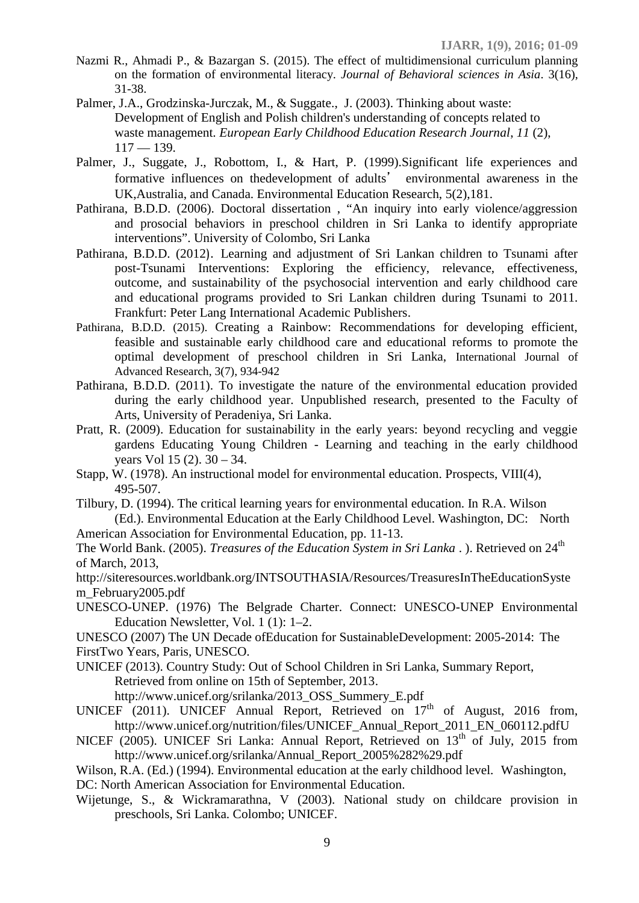Nazmi R., Ahmadi P., & Bazargan S. (2015). The effect of multidimensional curriculum planning on the formation of environmental literacy. *Journal of Behavioral sciences in Asia*. 3(16), 31-38.

Palmer, J.A., Grodzinska-Jurczak, M., & Suggate., J. (2003). Thinking about waste: Development of English and Polish children's understanding of concepts related to waste management. *European Early Childhood Education Research Journal*, *11* (2), 117 — 139.

Palmer, J., Suggate, J., Robottom, I., & Hart, P. (1999).Significant life experiences and formative influences on thedevelopment of adults' environmental awareness in the UK,Australia, and Canada. Environmental Education Research, 5(2),181.

Pathirana, B.D.D. (2006). Doctoral dissertation , "An inquiry into early violence/aggression and prosocial behaviors in preschool children in Sri Lanka to identify appropriate interventions". University of Colombo, Sri Lanka

Pathirana, B.D.D. (2012). Learning and adjustment of Sri Lankan children to Tsunami after post-Tsunami Interventions: Exploring the efficiency, relevance, effectiveness, outcome, and sustainability of the psychosocial intervention and early childhood care and educational programs provided to Sri Lankan children during Tsunami to 2011. Frankfurt: Peter Lang International Academic Publishers.

Pathirana, B.D.D. (2015). Creating a Rainbow: Recommendations for developing efficient, feasible and sustainable early childhood care and educational reforms to promote the optimal development of preschool children in Sri Lanka, International Journal of Advanced Research, 3(7), 934-942

Pathirana, B.D.D. (2011). To investigate the nature of the environmental education provided during the early childhood year. Unpublished research, presented to the Faculty of Arts, University of Peradeniya, Sri Lanka.

Pratt, R. (2009). Education for sustainability in the early years: beyond recycling and veggie gardens Educating Young Children - Learning and teaching in the early childhood years Vol 15 (2). 30 – 34.

Stapp, W. (1978). An instructional model for environmental education. Prospects, VIII(4), 495-507.

Tilbury, D. (1994). The critical learning years for environmental education. In R.A. Wilson (Ed.). Environmental Education at the Early Childhood Level. Washington, DC: North American Association for Environmental Education, pp. 11-13.

The World Bank. (2005). *Treasures of the Education System in Sri Lanka* . ). Retrieved on 24th of March, 2013, http://siteresources.worldbank.org/INTSOUTHASIA/Resources/TreasuresInTheEducationSystem_February2005.pdf

UNESCO-UNEP. (1976) The Belgrade Charter. Connect: UNESCO-UNEP Environmental Education Newsletter, Vol. 1 (1): 1–2.

UNESCO (2007) The UN Decade ofEducation for SustainableDevelopment: 2005-2014: The FirstTwo Years, Paris, UNESCO.

UNICEF (2013). Country Study: Out of School Children in Sri Lanka, Summary Report, Retrieved from online on 15th of September, 2013. http://www.unicef.org/srilanka/2013_OSS_Summery_E.pdf

UNICEF (2011). UNICEF Annual Report, Retrieved on 17th of August, 2016 from, http://www.unicef.org/nutrition/files/UNICEF_Annual_Report_2011_EN_060112.pdfU

NICEF (2005). UNICEF Sri Lanka: Annual Report, Retrieved on 13th of July, 2015 from http://www.unicef.org/srilanka/Annual_Report_2005%282%29.pdf

Wilson, R.A. (Ed.) (1994). Environmental education at the early childhood level. Washington, DC: North American Association for Environmental Education.

Wijetunge, S., & Wickramarathna, V (2003). National study on childcare provision in preschools, Sri Lanka. Colombo; UNICEF.